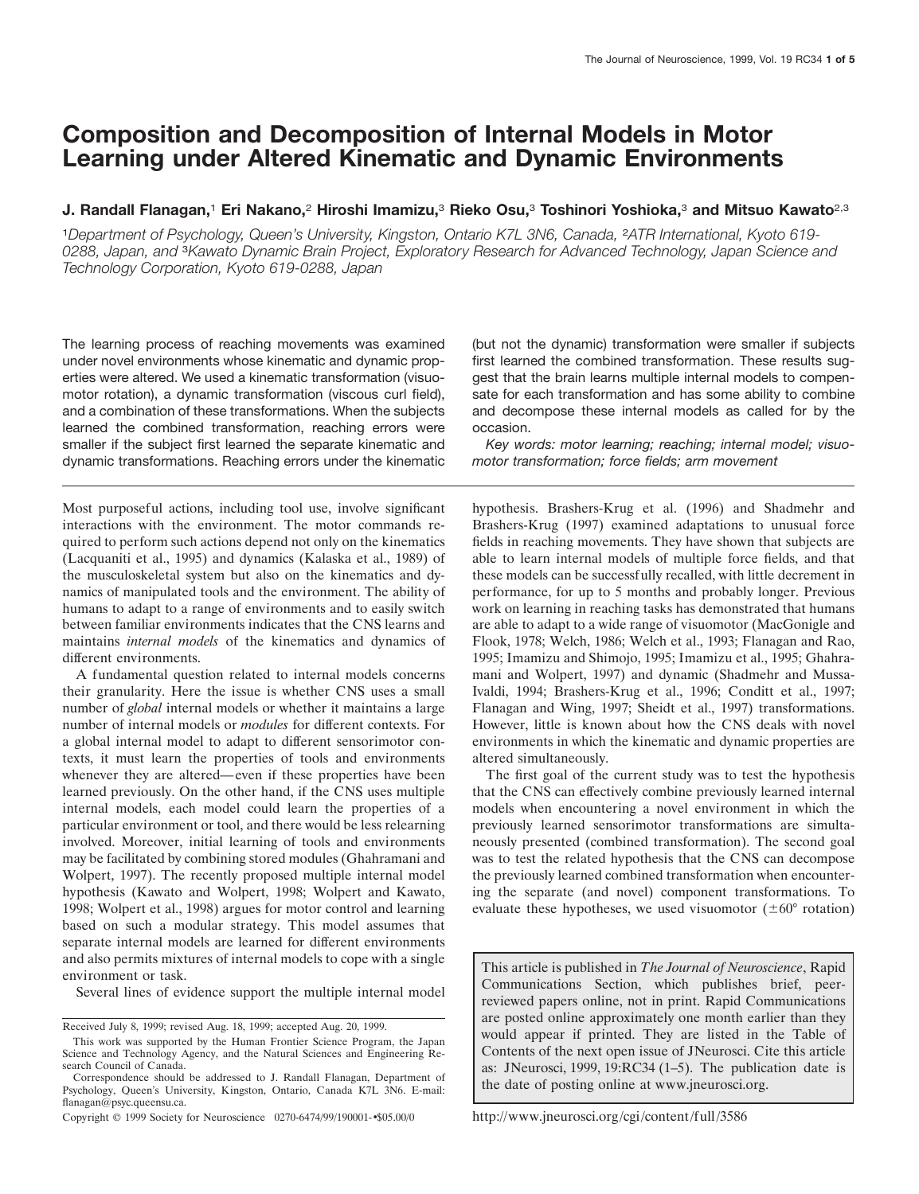# Composition and Decomposition of Internal Models in Motor Learning under Altered Kinematic and Dynamic Environments

**J. Randall Flanagan,[1] Eri Nakano,[2] Hiroshi Imamizu,[3] Rieko Osu,[3] Toshinori Yoshioka,[3] and Mitsuo Kawato[2,3]**

[1]*Department of Psychology, Queen's University, Kingston, Ontario K7L 3N6, Canada,* [2]*ATR International, Kyoto 619-0288, Japan, and* [3]*Kawato Dynamic Brain Project, Exploratory Research for Advanced Technology, Japan Science and Technology Corporation, Kyoto 619-0288, Japan*

The learning process of reaching movements was examined under novel environments whose kinematic and dynamic properties were altered. We used a kinematic transformation (visuomotor rotation), a dynamic transformation (viscous curl field), and a combination of these transformations. When the subjects learned the combined transformation, reaching errors were smaller if the subject first learned the separate kinematic and dynamic transformations. Reaching errors under the kinematic (but not the dynamic) transformation were smaller if subjects first learned the combined transformation. These results suggest that the brain learns multiple internal models to compensate for each transformation and has some ability to combine and decompose these internal models as called for by the occasion.

*Key words: motor learning; reaching; internal model; visuomotor transformation; force fields; arm movement*

Most purposeful actions, including tool use, involve significant interactions with the environment. The motor commands required to perform such actions depend not only on the kinematics (Lacquaniti et al., 1995) and dynamics (Kalaska et al., 1989) of the musculoskeletal system but also on the kinematics and dynamics of manipulated tools and the environment. The ability of humans to adapt to a range of environments and to easily switch between familiar environments indicates that the CNS learns and maintains *internal models* of the kinematics and dynamics of different environments.

A fundamental question related to internal models concerns their granularity. Here the issue is whether CNS uses a small number of *global* internal models or whether it maintains a large number of internal models or *modules* for different contexts. For a global internal model to adapt to different sensorimotor contexts, it must learn the properties of tools and environments whenever they are altered—even if these properties have been learned previously. On the other hand, if the CNS uses multiple internal models, each model could learn the properties of a particular environment or tool, and there would be less relearning involved. Moreover, initial learning of tools and environments may be facilitated by combining stored modules (Ghahramani and Wolpert, 1997). The recently proposed multiple internal model hypothesis (Kawato and Wolpert, 1998; Wolpert and Kawato, 1998; Wolpert et al., 1998) argues for motor control and learning based on such a modular strategy. This model assumes that separate internal models are learned for different environments and also permits mixtures of internal models to cope with a single environment or task.

Several lines of evidence support the multiple internal model hypothesis. Brashers-Krug et al. (1996) and Shadmehr and Brashers-Krug (1997) examined adaptations to unusual force fields in reaching movements. They have shown that subjects are able to learn internal models of multiple force fields, and that these models can be successfully recalled, with little decrement in performance, for up to 5 months and probably longer. Previous work on learning in reaching tasks has demonstrated that humans are able to adapt to a wide range of visuomotor (MacGonigle and Flook, 1978; Welch, 1986; Welch et al., 1993; Flanagan and Rao, 1995; Imamizu and Shimojo, 1995; Imamizu et al., 1995; Ghahramani and Wolpert, 1997) and dynamic (Shadmehr and Mussa-Ivaldi, 1994; Brashers-Krug et al., 1996; Conditt et al., 1997; Flanagan and Wing, 1997; Sheidt et al., 1997) transformations. However, little is known about how the CNS deals with novel environments in which the kinematic and dynamic properties are altered simultaneously.

The first goal of the current study was to test the hypothesis that the CNS can effectively combine previously learned internal models when encountering a novel environment in which the previously learned sensorimotor transformations are simultaneously presented (combined transformation). The second goal was to test the related hypothesis that the CNS can decompose the previously learned combined transformation when encountering the separate (and novel) component transformations. To evaluate these hypotheses, we used visuomotor (±60° rotation)

This article is published in *The Journal of Neuroscience*, Rapid Communications Section, which publishes brief, peer-reviewed papers online, not in print. Rapid Communications are posted online approximately one month earlier than they would appear if printed. They are listed in the Table of Contents of the next open issue of JNeurosci. Cite this article as: JNeurosci, 1999, 19:RC34 (1–5). The publication date is the date of posting online at www.jneurosci.org.

http://www.jneurosci.org/cgi/content/full/3586

Received July 8, 1999; revised Aug. 18, 1999; accepted Aug. 20, 1999.

This work was supported by the Human Frontier Science Program, the Japan Science and Technology Agency, and the Natural Sciences and Engineering Research Council of Canada.

Correspondence should be addressed to J. Randall Flanagan, Department of Psychology, Queen's University, Kingston, Ontario, Canada K7L 3N6. E-mail: flanagan@psyc.queensu.ca.

Copyright © 1999 Society for Neuroscience 0270-6474/99/190001-•$05.00/0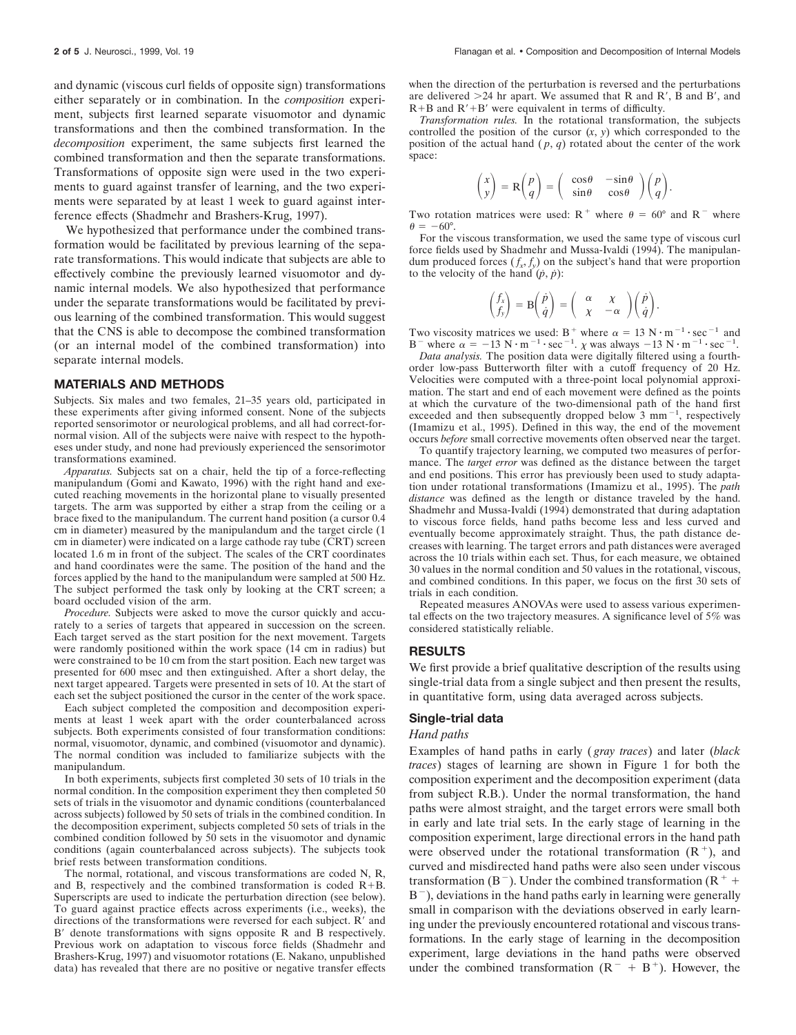and dynamic (viscous curl fields of opposite sign) transformations either separately or in combination. In the *composition* experiment, subjects first learned separate visuomotor and dynamic transformations and then the combined transformation. In the *decomposition* experiment, the same subjects first learned the combined transformation and then the separate transformations. Transformations of opposite sign were used in the two experiments to guard against transfer of learning, and the two experiments were separated by at least 1 week to guard against interference effects (Shadmehr and Brashers-Krug, 1997).

We hypothesized that performance under the combined transformation would be facilitated by previous learning of the separate transformations. This would indicate that subjects are able to effectively combine the previously learned visuomotor and dynamic internal models. We also hypothesized that performance under the separate transformations would be facilitated by previous learning of the combined transformation. This would suggest that the CNS is able to decompose the combined transformation (or an internal model of the combined transformation) into separate internal models.

## MATERIALS AND METHODS

Subjects. Six males and two females, 21–35 years old, participated in these experiments after giving informed consent. None of the subjects reported sensorimotor or neurological problems, and all had correct-for-normal vision. All of the subjects were naive with respect to the hypotheses under study, and none had previously experienced the sensorimotor transformations examined.

*Apparatus.* Subjects sat on a chair, held the tip of a force-reflecting manipulandum (Gomi and Kawato, 1996) with the right hand and executed reaching movements in the horizontal plane to visually presented targets. The arm was supported by either a strap from the ceiling or a brace fixed to the manipulandum. The current hand position (a cursor 0.4 cm in diameter) measured by the manipulandum and the target circle (1 cm in diameter) were indicated on a large cathode ray tube (CRT) screen located 1.6 m in front of the subject. The scales of the CRT coordinates and hand coordinates were the same. The position of the hand and the forces applied by the hand to the manipulandum were sampled at 500 Hz. The subject performed the task only by looking at the CRT screen; a board occluded vision of the arm.

*Procedure.* Subjects were asked to move the cursor quickly and accurately to a series of targets that appeared in succession on the screen. Each target served as the start position for the next movement. Targets were randomly positioned within the work space (14 cm in radius) but were constrained to be 10 cm from the start position. Each new target was presented for 600 msec and then extinguished. After a short delay, the next target appeared. Targets were presented in sets of 10. At the start of each set the subject positioned the cursor in the center of the work space.

Each subject completed the composition and decomposition experiments at least 1 week apart with the order counterbalanced across subjects. Both experiments consisted of four transformation conditions: normal, visuomotor, dynamic, and combined (visuomotor and dynamic). The normal condition was included to familiarize subjects with the manipulandum.

In both experiments, subjects first completed 30 sets of 10 trials in the normal condition. In the composition experiment they then completed 50 sets of trials in the visuomotor and dynamic conditions (counterbalanced across subjects) followed by 50 sets of trials in the combined condition. In the decomposition experiment, subjects completed 50 sets of trials in the combined condition followed by 50 sets in the visuomotor and dynamic conditions (again counterbalanced across subjects). The subjects took brief rests between transformation conditions.

The normal, rotational, and viscous transformations are coded N, R, and B, respectively and the combined transformation is coded R+B. Superscripts are used to indicate the perturbation direction (see below). To guard against practice effects across experiments (i.e., weeks), the directions of the transformations were reversed for each subject. R′ and B′ denote transformations with signs opposite R and B respectively. Previous work on adaptation to viscous force fields (Shadmehr and Brashers-Krug, 1997) and visuomotor rotations (E. Nakano, unpublished data) has revealed that there are no positive or negative transfer effects when the direction of the perturbation is reversed and the perturbations are delivered >24 hr apart. We assumed that R and R′, B and B′, and R+B and R′+B′ were equivalent in terms of difficulty.

*Transformation rules.* In the rotational transformation, the subjects controlled the position of the cursor $(x, y)$ which corresponded to the position of the actual hand $(p, q)$ rotated about the center of the work space:

$$\begin{pmatrix} x \\ y \end{pmatrix} = \mathrm{R}\begin{pmatrix} p \\ q \end{pmatrix} = \begin{pmatrix} \cos\theta & -\sin\theta \\ \sin\theta & \cos\theta \end{pmatrix}\begin{pmatrix} p \\ q \end{pmatrix}.$$

Two rotation matrices were used: $\mathrm{R}^+$ where $\theta = 60°$ and $\mathrm{R}^-$ where $\theta = -60°$.

For the viscous transformation, we used the same type of viscous curl force fields used by Shadmehr and Mussa-Ivaldi (1994). The manipulandum produced forces $(f_x, f_y)$ on the subject's hand that were proportion to the velocity of the hand $(\dot{p}, \dot{p})$:

$$\begin{pmatrix} f_x \\ f_y \end{pmatrix} = \mathrm{B}\begin{pmatrix} \dot{p} \\ \dot{q} \end{pmatrix} = \begin{pmatrix} \alpha & \chi \\ \chi & -\alpha \end{pmatrix}\begin{pmatrix} \dot{p} \\ \dot{q} \end{pmatrix}.$$

Two viscosity matrices we used: $\mathrm{B}^+$ where $\alpha = 13\ \mathrm{N \cdot m^{-1} \cdot sec^{-1}}$ and $\mathrm{B}^-$ where $\alpha = -13\ \mathrm{N \cdot m^{-1} \cdot sec^{-1}}$. $\chi$ was always $-13\ \mathrm{N \cdot m^{-1} \cdot sec^{-1}}$.

*Data analysis.* The position data were digitally filtered using a fourth-order low-pass Butterworth filter with a cutoff frequency of 20 Hz. Velocities were computed with a three-point local polynomial approximation. The start and end of each movement were defined as the points at which the curvature of the two-dimensional path of the hand first exceeded and then subsequently dropped below 3 $\mathrm{mm^{-1}}$, respectively (Imamizu et al., 1995). Defined in this way, the end of the movement occurs *before* small corrective movements often observed near the target.

To quantify trajectory learning, we computed two measures of performance. The *target error* was defined as the distance between the target and end positions. This error has previously been used to study adaptation under rotational transformations (Imamizu et al., 1995). The *path distance* was defined as the length or distance traveled by the hand. Shadmehr and Mussa-Ivaldi (1994) demonstrated that during adaptation to viscous force fields, hand paths become less and less curved and eventually become approximately straight. Thus, the path distance decreases with learning. The target errors and path distances were averaged across the 10 trials within each set. Thus, for each measure, we obtained 30 values in the normal condition and 50 values in the rotational, viscous, and combined conditions. In this paper, we focus on the first 30 sets of trials in each condition.

Repeated measures ANOVAs were used to assess various experimental effects on the two trajectory measures. A significance level of 5% was considered statistically reliable.

## RESULTS

We first provide a brief qualitative description of the results using single-trial data from a single subject and then present the results, in quantitative form, using data averaged across subjects.

### Single-trial data

#### *Hand paths*

Examples of hand paths in early (*gray traces*) and later (*black traces*) stages of learning are shown in Figure 1 for both the composition experiment and the decomposition experiment (data from subject R.B.). Under the normal transformation, the hand paths were almost straight, and the target errors were small both in early and late trial sets. In the early stage of learning in the composition experiment, large directional errors in the hand path were observed under the rotational transformation ($\mathrm{R}^+$), and curved and misdirected hand paths were also seen under viscous transformation ($\mathrm{B}^-$). Under the combined transformation ($\mathrm{R}^+ + \mathrm{B}^-$), deviations in the hand paths early in learning were generally small in comparison with the deviations observed in early learning under the previously encountered rotational and viscous transformations. In the early stage of learning in the decomposition experiment, large deviations in the hand paths were observed under the combined transformation ($\mathrm{R}^- + \mathrm{B}^+$). However, the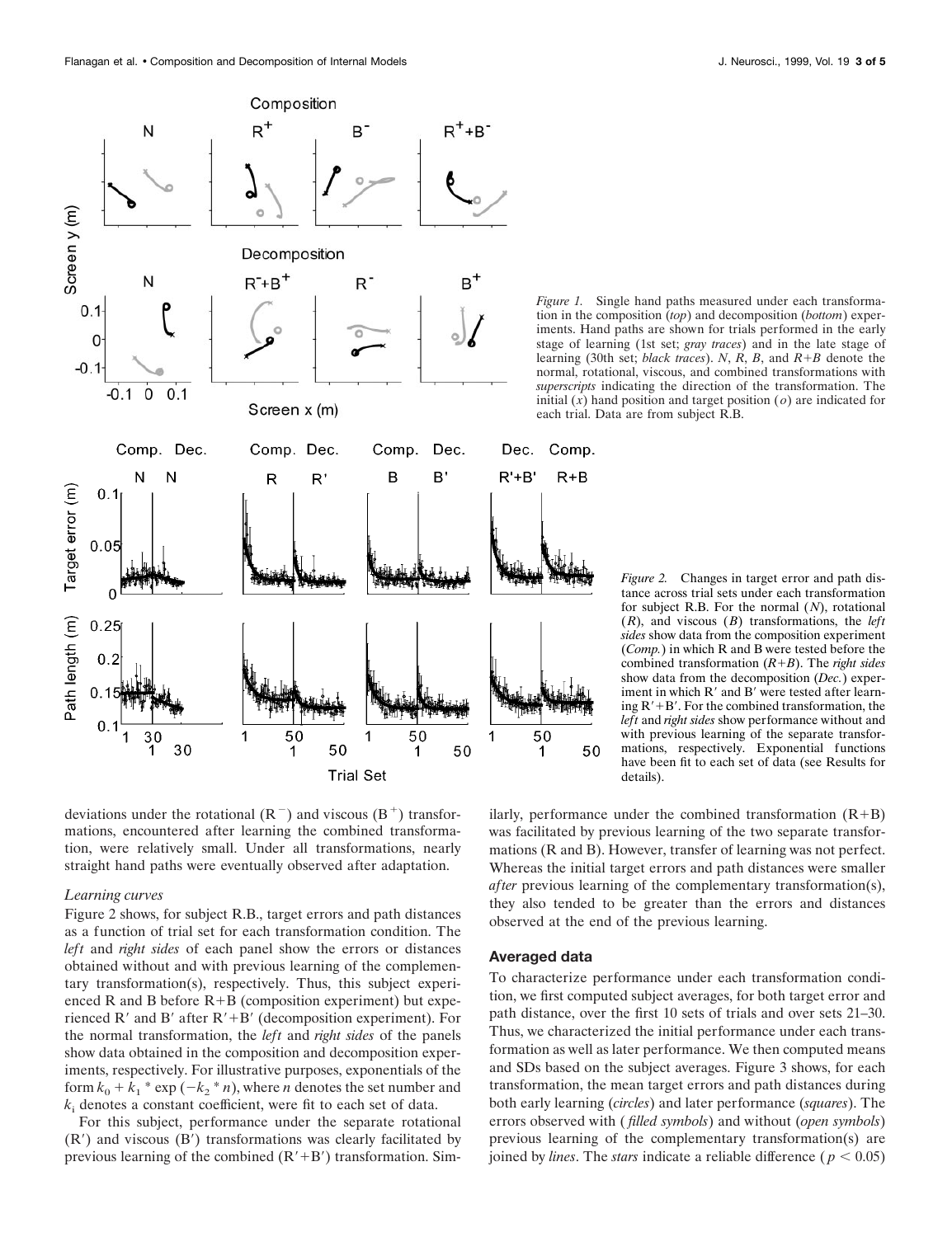*Figure 1.* Single hand paths measured under each transformation in the composition (*top*) and decomposition (*bottom*) experiments. Hand paths are shown for trials performed in the early stage of learning (1st set; *gray traces*) and in the late stage of learning (30th set; *black traces*). *N*, *R*, *B*, and *R+B* denote the normal, rotational, viscous, and combined transformations with *superscripts* indicating the direction of the transformation. The initial (*x*) hand position and target position (*o*) are indicated for each trial. Data are from subject R.B.

*Figure 2.* Changes in target error and path distance across trial sets under each transformation for subject R.B. For the normal (*N*), rotational (*R*), and viscous (*B*) transformations, the *left sides* show data from the composition experiment (*Comp.*) in which R and B were tested before the combined transformation (*R+B*). The *right sides* show data from the decomposition (*Dec.*) experiment in which R′ and B′ were tested after learning R′+B′. For the combined transformation, the *left* and *right sides* show performance without and with previous learning of the separate transformations, respectively. Exponential functions have been fit to each set of data (see Results for details).

deviations under the rotational ($R^-$) and viscous ($B^+$) transformations, encountered after learning the combined transformation, were relatively small. Under all transformations, nearly straight hand paths were eventually observed after adaptation.

### *Learning curves*

Figure 2 shows, for subject R.B., target errors and path distances as a function of trial set for each transformation condition. The *left* and *right sides* of each panel show the errors or distances obtained without and with previous learning of the complementary transformation(s), respectively. Thus, this subject experienced R and B before R+B (composition experiment) but experienced R′ and B′ after R′+B′ (decomposition experiment). For the normal transformation, the *left* and *right sides* of the panels show data obtained in the composition and decomposition experiments, respectively. For illustrative purposes, exponentials of the form $k_0 + k_1 * \exp(-k_2 * n)$, where *n* denotes the set number and $k_i$ denotes a constant coefficient, were fit to each set of data.

For this subject, performance under the separate rotational (R′) and viscous (B′) transformations was clearly facilitated by previous learning of the combined (R′+B′) transformation. Similarly, performance under the combined transformation (R+B) was facilitated by previous learning of the two separate transformations (R and B). However, transfer of learning was not perfect. Whereas the initial target errors and path distances were smaller *after* previous learning of the complementary transformation(s), they also tended to be greater than the errors and distances observed at the end of the previous learning.

## Averaged data

To characterize performance under each transformation condition, we first computed subject averages, for both target error and path distance, over the first 10 sets of trials and over sets 21–30. Thus, we characterized the initial performance under each transformation as well as later performance. We then computed means and SDs based on the subject averages. Figure 3 shows, for each transformation, the mean target errors and path distances during both early learning (*circles*) and later performance (*squares*). The errors observed with (*filled symbols*) and without (*open symbols*) previous learning of the complementary transformation(s) are joined by *lines*. The *stars* indicate a reliable difference ($p < 0.05$)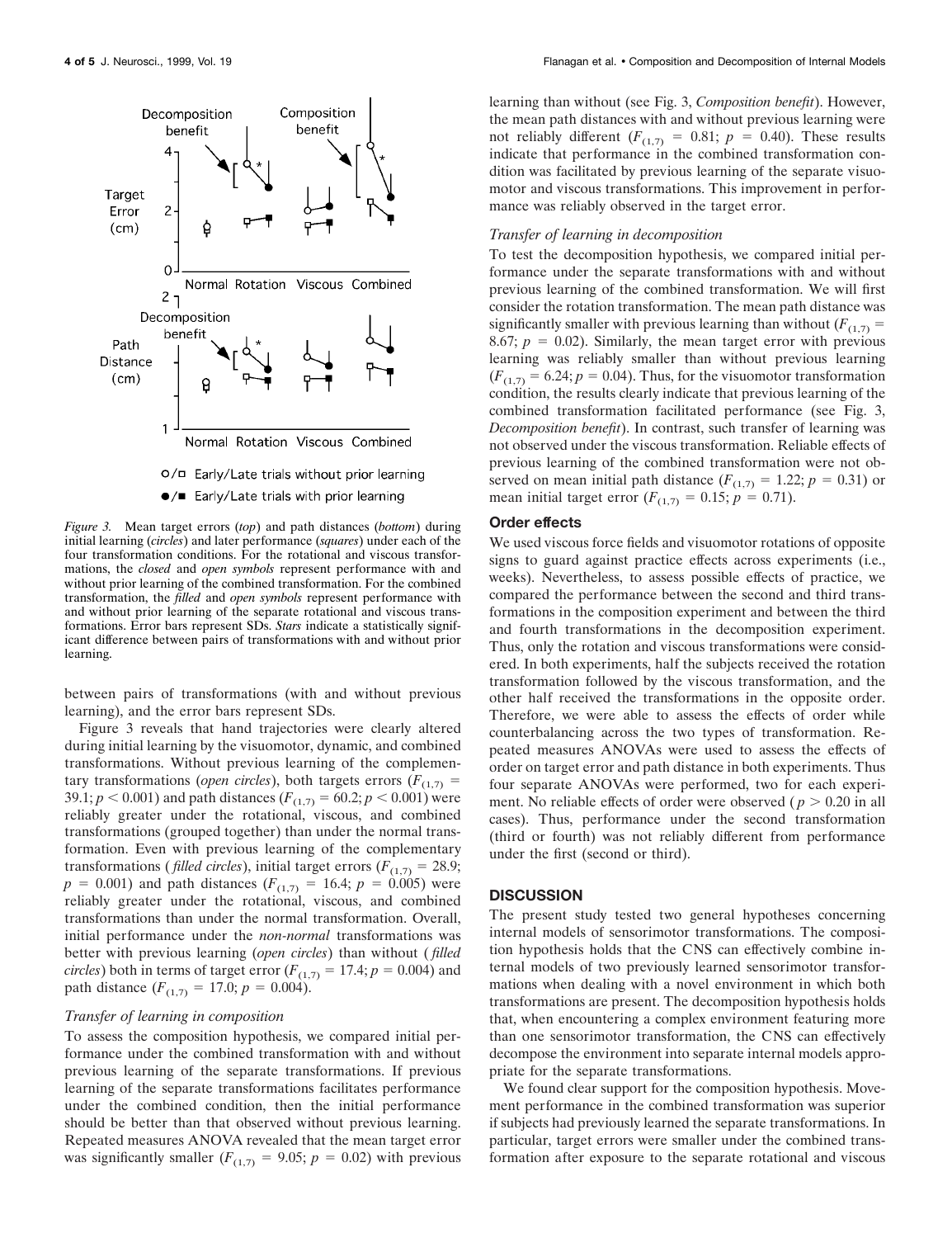*Figure 3.* Mean target errors (*top*) and path distances (*bottom*) during initial learning (*circles*) and later performance (*squares*) under each of the four transformation conditions. For the rotational and viscous transformations, the *closed* and *open symbols* represent performance with and without prior learning of the combined transformation. For the combined transformation, the *filled* and *open symbols* represent performance with and without prior learning of the separate rotational and viscous transformations. Error bars represent SDs. *Stars* indicate a statistically significant difference between pairs of transformations with and without prior learning.

between pairs of transformations (with and without previous learning), and the error bars represent SDs.

Figure 3 reveals that hand trajectories were clearly altered during initial learning by the visuomotor, dynamic, and combined transformations. Without previous learning of the complementary transformations (*open circles*), both targets errors ($F_{(1,7)} = 39.1$; $p < 0.001$) and path distances ($F_{(1,7)} = 60.2$; $p < 0.001$) were reliably greater under the rotational, viscous, and combined transformations (grouped together) than under the normal transformation. Even with previous learning of the complementary transformations (*filled circles*), initial target errors ($F_{(1,7)} = 28.9$; $p = 0.001$) and path distances ($F_{(1,7)} = 16.4$; $p = 0.005$) were reliably greater under the rotational, viscous, and combined transformations than under the normal transformation. Overall, initial performance under the *non-normal* transformations was better with previous learning (*open circles*) than without (*filled circles*) both in terms of target error ($F_{(1,7)} = 17.4$; $p = 0.004$) and path distance ($F_{(1,7)} = 17.0$; $p = 0.004$).

### Transfer of learning in composition

To assess the composition hypothesis, we compared initial performance under the combined transformation with and without previous learning of the separate transformations. If previous learning of the separate transformations facilitates performance under the combined condition, then the initial performance should be better than that observed without previous learning. Repeated measures ANOVA revealed that the mean target error was significantly smaller ($F_{(1,7)} = 9.05$; $p = 0.02$) with previous learning than without (see Fig. 3, *Composition benefit*). However, the mean path distances with and without previous learning were not reliably different ($F_{(1,7)} = 0.81$; $p = 0.40$). These results indicate that performance in the combined transformation condition was facilitated by previous learning of the separate visuomotor and viscous transformations. This improvement in performance was reliably observed in the target error.

### Transfer of learning in decomposition

To test the decomposition hypothesis, we compared initial performance under the separate transformations with and without previous learning of the combined transformation. We will first consider the rotation transformation. The mean path distance was significantly smaller with previous learning than without ($F_{(1,7)} = 8.67$; $p = 0.02$). Similarly, the mean target error with previous learning was reliably smaller than without previous learning ($F_{(1,7)} = 6.24$; $p = 0.04$). Thus, for the visuomotor transformation condition, the results clearly indicate that previous learning of the combined transformation facilitated performance (see Fig. 3, *Decomposition benefit*). In contrast, such transfer of learning was not observed under the viscous transformation. Reliable effects of previous learning of the combined transformation were not observed on mean initial path distance ($F_{(1,7)} = 1.22$; $p = 0.31$) or mean initial target error ($F_{(1,7)} = 0.15$; $p = 0.71$).

## Order effects

We used viscous force fields and visuomotor rotations of opposite signs to guard against practice effects across experiments (i.e., weeks). Nevertheless, to assess possible effects of practice, we compared the performance between the second and third transformations in the composition experiment and between the third and fourth transformations in the decomposition experiment. Thus, only the rotation and viscous transformations were considered. In both experiments, half the subjects received the rotation transformation followed by the viscous transformation, and the other half received the transformations in the opposite order. Therefore, we were able to assess the effects of order while counterbalancing across the two types of transformation. Repeated measures ANOVAs were used to assess the effects of order on target error and path distance in both experiments. Thus four separate ANOVAs were performed, two for each experiment. No reliable effects of order were observed ($p > 0.20$ in all cases). Thus, performance under the second transformation (third or fourth) was not reliably different from performance under the first (second or third).

## DISCUSSION

The present study tested two general hypotheses concerning internal models of sensorimotor transformations. The composition hypothesis holds that the CNS can effectively combine internal models of two previously learned sensorimotor transformations when dealing with a novel environment in which both transformations are present. The decomposition hypothesis holds that, when encountering a complex environment featuring more than one sensorimotor transformation, the CNS can effectively decompose the environment into separate internal models appropriate for the separate transformations.

We found clear support for the composition hypothesis. Movement performance in the combined transformation was superior if subjects had previously learned the separate transformations. In particular, target errors were smaller under the combined transformation after exposure to the separate rotational and viscous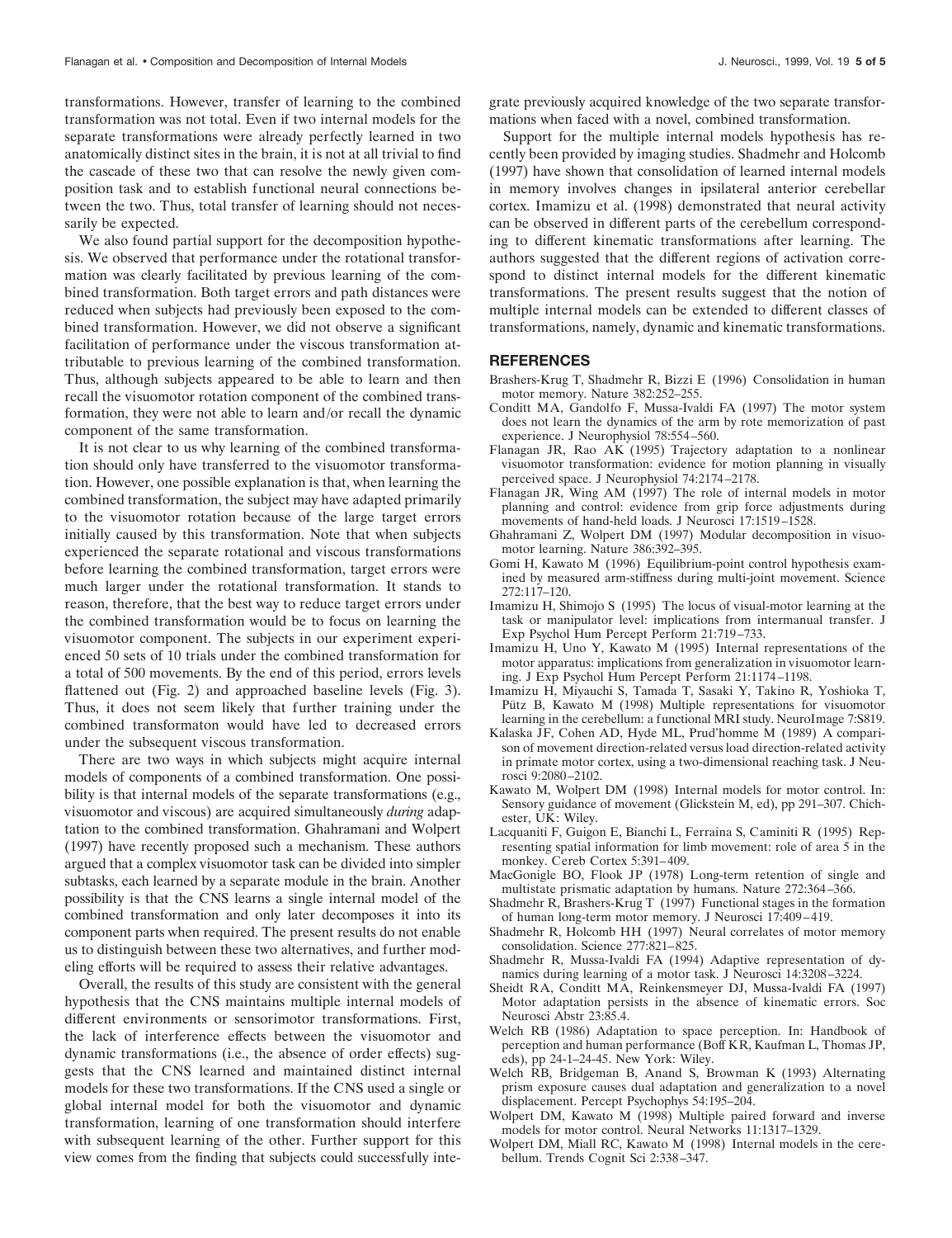transformations. However, transfer of learning to the combined transformation was not total. Even if two internal models for the separate transformations were already perfectly learned in two anatomically distinct sites in the brain, it is not at all trivial to find the cascade of these two that can resolve the newly given composition task and to establish functional neural connections between the two. Thus, total transfer of learning should not necessarily be expected.

We also found partial support for the decomposition hypothesis. We observed that performance under the rotational transformation was clearly facilitated by previous learning of the combined transformation. Both target errors and path distances were reduced when subjects had previously been exposed to the combined transformation. However, we did not observe a significant facilitation of performance under the viscous transformation attributable to previous learning of the combined transformation. Thus, although subjects appeared to be able to learn and then recall the visuomotor rotation component of the combined transformation, they were not able to learn and/or recall the dynamic component of the same transformation.

It is not clear to us why learning of the combined transformation should only have transferred to the visuomotor transformation. However, one possible explanation is that, when learning the combined transformation, the subject may have adapted primarily to the visuomotor rotation because of the large target errors initially caused by this transformation. Note that when subjects experienced the separate rotational and viscous transformations before learning the combined transformation, target errors were much larger under the rotational transformation. It stands to reason, therefore, that the best way to reduce target errors under the combined transformation would be to focus on learning the visuomotor component. The subjects in our experiment experienced 50 sets of 10 trials under the combined transformation for a total of 500 movements. By the end of this period, errors levels flattened out (Fig. 2) and approached baseline levels (Fig. 3). Thus, it does not seem likely that further training under the combined transformaton would have led to decreased errors under the subsequent viscous transformation.

There are two ways in which subjects might acquire internal models of components of a combined transformation. One possibility is that internal models of the separate transformations (e.g., visuomotor and viscous) are acquired simultaneously *during* adaptation to the combined transformation. Ghahramani and Wolpert (1997) have recently proposed such a mechanism. These authors argued that a complex visuomotor task can be divided into simpler subtasks, each learned by a separate module in the brain. Another possibility is that the CNS learns a single internal model of the combined transformation and only later decomposes it into its component parts when required. The present results do not enable us to distinguish between these two alternatives, and further modeling efforts will be required to assess their relative advantages.

Overall, the results of this study are consistent with the general hypothesis that the CNS maintains multiple internal models of different environments or sensorimotor transformations. First, the lack of interference effects between the visuomotor and dynamic transformations (i.e., the absence of order effects) suggests that the CNS learned and maintained distinct internal models for these two transformations. If the CNS used a single or global internal model for both the visuomotor and dynamic transformation, learning of one transformation should interfere with subsequent learning of the other. Further support for this view comes from the finding that subjects could successfully integrate previously acquired knowledge of the two separate transformations when faced with a novel, combined transformation.

Support for the multiple internal models hypothesis has recently been provided by imaging studies. Shadmehr and Holcomb (1997) have shown that consolidation of learned internal models in memory involves changes in ipsilateral anterior cerebellar cortex. Imamizu et al. (1998) demonstrated that neural activity can be observed in different parts of the cerebellum corresponding to different kinematic transformations after learning. The authors suggested that the different regions of activation correspond to distinct internal models for the different kinematic transformations. The present results suggest that the notion of multiple internal models can be extended to different classes of transformations, namely, dynamic and kinematic transformations.

## REFERENCES

Brashers-Krug T, Shadmehr R, Bizzi E (1996) Consolidation in human motor memory. Nature 382:252–255.

Conditt MA, Gandolfo F, Mussa-Ivaldi FA (1997) The motor system does not learn the dynamics of the arm by rote memorization of past experience. J Neurophysiol 78:554–560.

Flanagan JR, Rao AK (1995) Trajectory adaptation to a nonlinear visuomotor transformation: evidence for motion planning in visually perceived space. J Neurophysiol 74:2174–2178.

Flanagan JR, Wing AM (1997) The role of internal models in motor planning and control: evidence from grip force adjustments during movements of hand-held loads. J Neurosci 17:1519–1528.

Ghahramani Z, Wolpert DM (1997) Modular decomposition in visuomotor learning. Nature 386:392–395.

Gomi H, Kawato M (1996) Equilibrium-point control hypothesis examined by measured arm-stiffness during multi-joint movement. Science 272:117–120.

Imamizu H, Shimojo S (1995) The locus of visual-motor learning at the task or manipulator level: implications from intermanual transfer. J Exp Psychol Hum Percept Perform 21:719–733.

Imamizu H, Uno Y, Kawato M (1995) Internal representations of the motor apparatus: implications from generalization in visuomotor learning. J Exp Psychol Hum Percept Perform 21:1174–1198.

Imamizu H, Miyauchi S, Tamada T, Sasaki Y, Takino R, Yoshioka T, Pütz B, Kawato M (1998) Multiple representations for visuomotor learning in the cerebellum: a functional MRI study. NeuroImage 7:S819.

Kalaska JF, Cohen AD, Hyde ML, Prud'homme M (1989) A comparison of movement direction-related versus load direction-related activity in primate motor cortex, using a two-dimensional reaching task. J Neurosci 9:2080–2102.

Kawato M, Wolpert DM (1998) Internal models for motor control. In: Sensory guidance of movement (Glickstein M, ed), pp 291–307. Chichester, UK: Wiley.

Lacquaniti F, Guigon E, Bianchi L, Ferraina S, Caminiti R (1995) Representing spatial information for limb movement: role of area 5 in the monkey. Cereb Cortex 5:391–409.

MacGonigle BO, Flook JP (1978) Long-term retention of single and multistate prismatic adaptation by humans. Nature 272:364–366.

Shadmehr R, Brashers-Krug T (1997) Functional stages in the formation of human long-term motor memory. J Neurosci 17:409–419.

Shadmehr R, Holcomb HH (1997) Neural correlates of motor memory consolidation. Science 277:821–825.

Shadmehr R, Mussa-Ivaldi FA (1994) Adaptive representation of dynamics during learning of a motor task. J Neurosci 14:3208–3224.

Sheidt RA, Conditt MA, Reinkensmeyer DJ, Mussa-Ivaldi FA (1997) Motor adaptation persists in the absence of kinematic errors. Soc Neurosci Abstr 23:85.4.

Welch RB (1986) Adaptation to space perception. In: Handbook of perception and human performance (Boff KR, Kaufman L, Thomas JP, eds), pp 24-1–24-45. New York: Wiley.

Welch RB, Bridgeman B, Anand S, Browman K (1993) Alternating prism exposure causes dual adaptation and generalization to a novel displacement. Percept Psychophys 54:195–204.

Wolpert DM, Kawato M (1998) Multiple paired forward and inverse models for motor control. Neural Networks 11:1317–1329.

Wolpert DM, Miall RC, Kawato M (1998) Internal models in the cerebellum. Trends Cognit Sci 2:338–347.